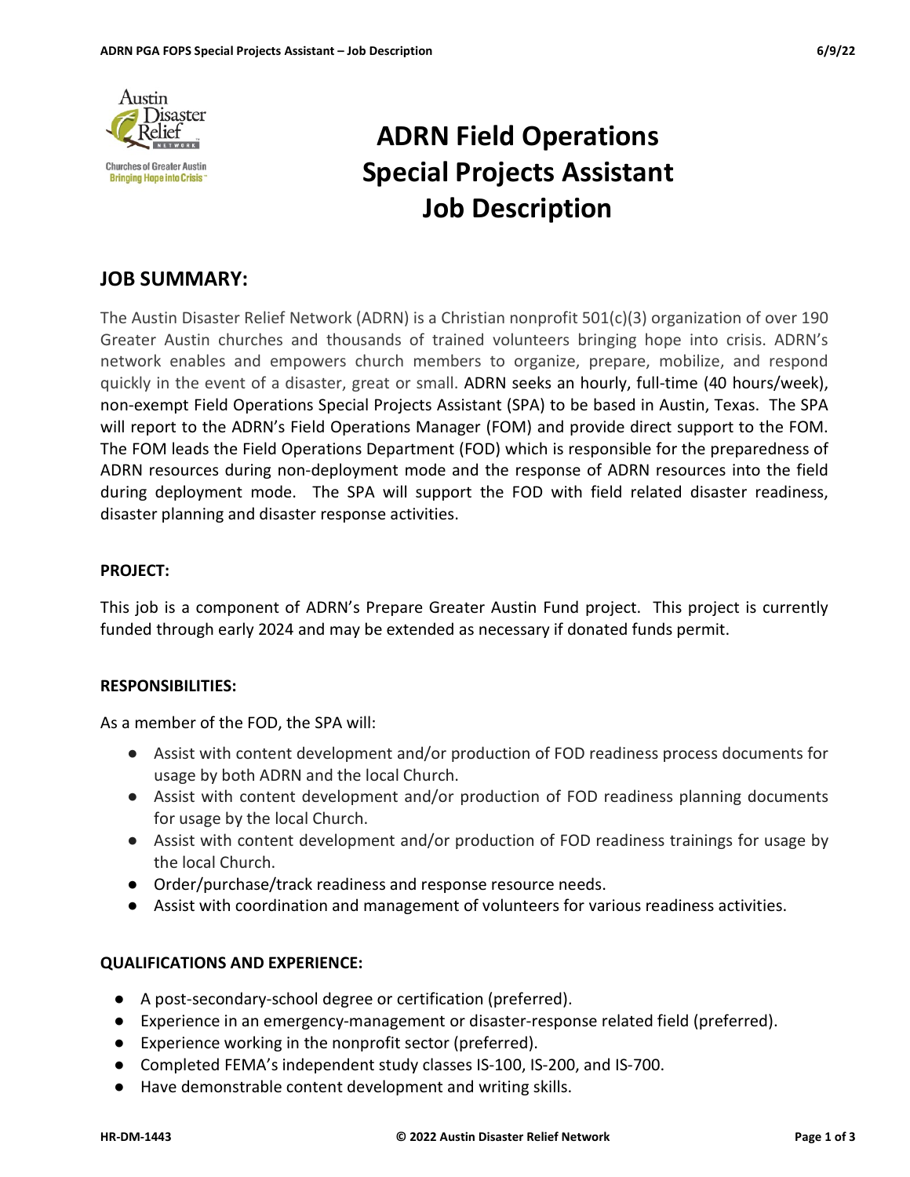# ADRN Field Operations Special Projects Assistant Job Description

## JOB SUMMARY:

The Austin Disaster Relief Network (ADRN) is a Christian nonprofit 501(c)(3) organization of over 190 Greater Austin churches and thousands of trained volunteers bringing hope into crisis. ADRN's network enables and empowers church members to organize, prepare, mobilize, and respond quickly in the event of a disaster, great or small. ADRN seeks an hourly, full-time (40 hours/week), non-exempt Field Operations Special Projects Assistant (SPA) to be based in Austin, Texas. The SPA will report to the ADRN's Field Operations Manager (FOM) and provide direct support to the FOM. The FOM leads the Field Operations Department (FOD) which is responsible for the preparedness of ADRN resources during non-deployment mode and the response of ADRN resources into the field during deployment mode. The SPA will support the FOD with field related disaster readiness, disaster planning and disaster response activities.

**PROJECT:**

This job is a component of ADRN's Prepare Greater Austin Fund project. This project is currently funded through early 2024 and may be extended as necessary if donated funds permit.

**RESPONSIBILITIES:**

As a member of the FOD, the SPA will:

- Assist with content development and/or production of FOD readiness process documents for usage by both ADRN and the local Church.
- Assist with content development and/or production of FOD readiness planning documents for usage by the local Church.
- Assist with content development and/or production of FOD readiness trainings for usage by the local Church.
- Order/purchase/track readiness and response resource needs.
- Assist with coordination and management of volunteers for various readiness activities.

**QUALIFICATIONS AND EXPERIENCE:**

- A post-secondary-school degree or certification (preferred).
- Experience in an emergency-management or disaster-response related field (preferred).
- Experience working in the nonprofit sector (preferred).
- Completed FEMA's independent study classes IS-100, IS-200, and IS-700.
- Have demonstrable content development and writing skills.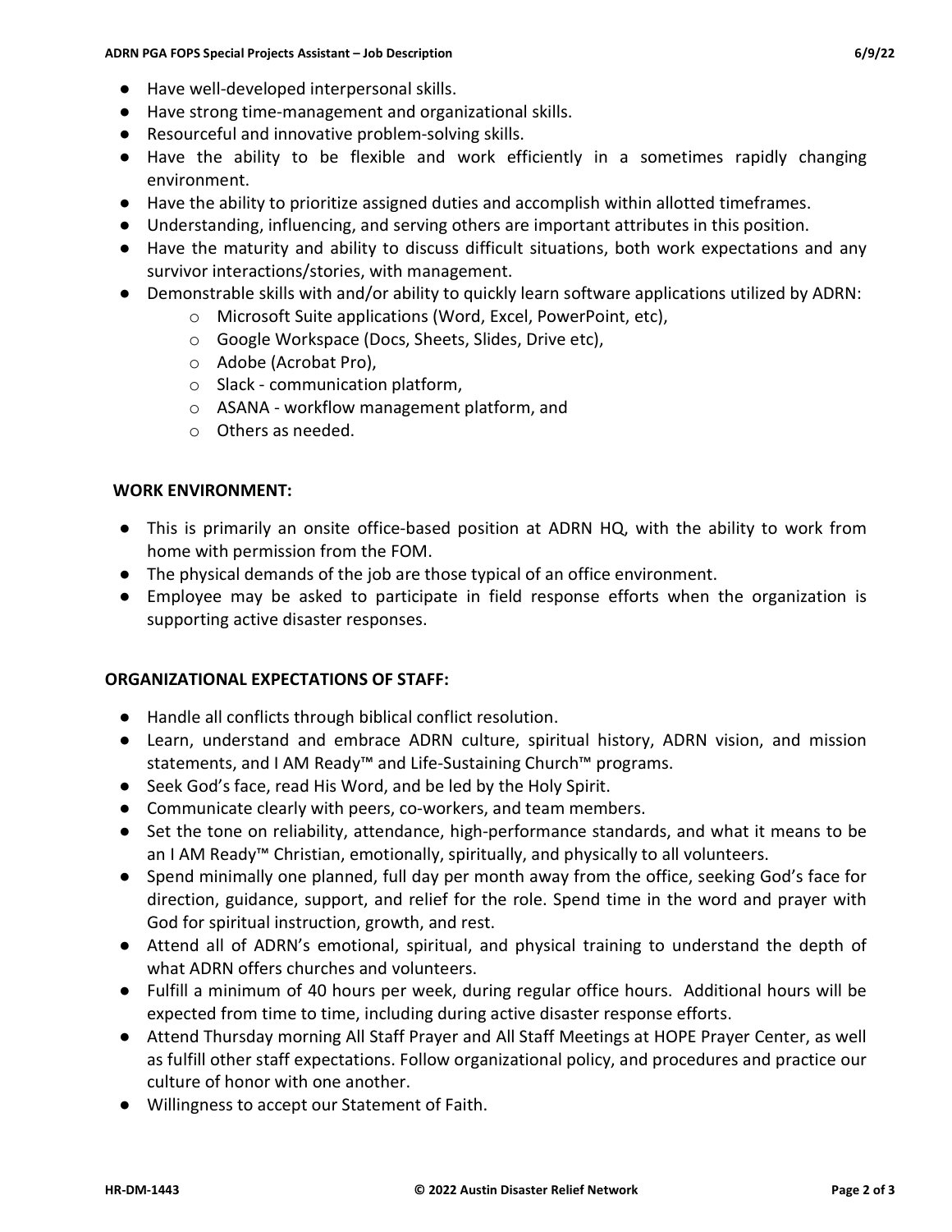- Have well-developed interpersonal skills.
- Have strong time-management and organizational skills.
- Resourceful and innovative problem-solving skills.
- Have the ability to be flexible and work efficiently in a sometimes rapidly changing environment.
- Have the ability to prioritize assigned duties and accomplish within allotted timeframes.
- Understanding, influencing, and serving others are important attributes in this position.
- Have the maturity and ability to discuss difficult situations, both work expectations and any survivor interactions/stories, with management.
- Demonstrable skills with and/or ability to quickly learn software applications utilized by ADRN:
    - Microsoft Suite applications (Word, Excel, PowerPoint, etc),
    - Google Workspace (Docs, Sheets, Slides, Drive etc),
    - Adobe (Acrobat Pro),
    - Slack - communication platform,
    - ASANA - workflow management platform, and
    - Others as needed.

**WORK ENVIRONMENT:**

- This is primarily an onsite office-based position at ADRN HQ, with the ability to work from home with permission from the FOM.
- The physical demands of the job are those typical of an office environment.
- Employee may be asked to participate in field response efforts when the organization is supporting active disaster responses.

**ORGANIZATIONAL EXPECTATIONS OF STAFF:**

- Handle all conflicts through biblical conflict resolution.
- Learn, understand and embrace ADRN culture, spiritual history, ADRN vision, and mission statements, and I AM Ready™ and Life-Sustaining Church™ programs.
- Seek God's face, read His Word, and be led by the Holy Spirit.
- Communicate clearly with peers, co-workers, and team members.
- Set the tone on reliability, attendance, high-performance standards, and what it means to be an I AM Ready™ Christian, emotionally, spiritually, and physically to all volunteers.
- Spend minimally one planned, full day per month away from the office, seeking God's face for direction, guidance, support, and relief for the role. Spend time in the word and prayer with God for spiritual instruction, growth, and rest.
- Attend all of ADRN's emotional, spiritual, and physical training to understand the depth of what ADRN offers churches and volunteers.
- Fulfill a minimum of 40 hours per week, during regular office hours. Additional hours will be expected from time to time, including during active disaster response efforts.
- Attend Thursday morning All Staff Prayer and All Staff Meetings at HOPE Prayer Center, as well as fulfill other staff expectations. Follow organizational policy, and procedures and practice our culture of honor with one another.
- Willingness to accept our Statement of Faith.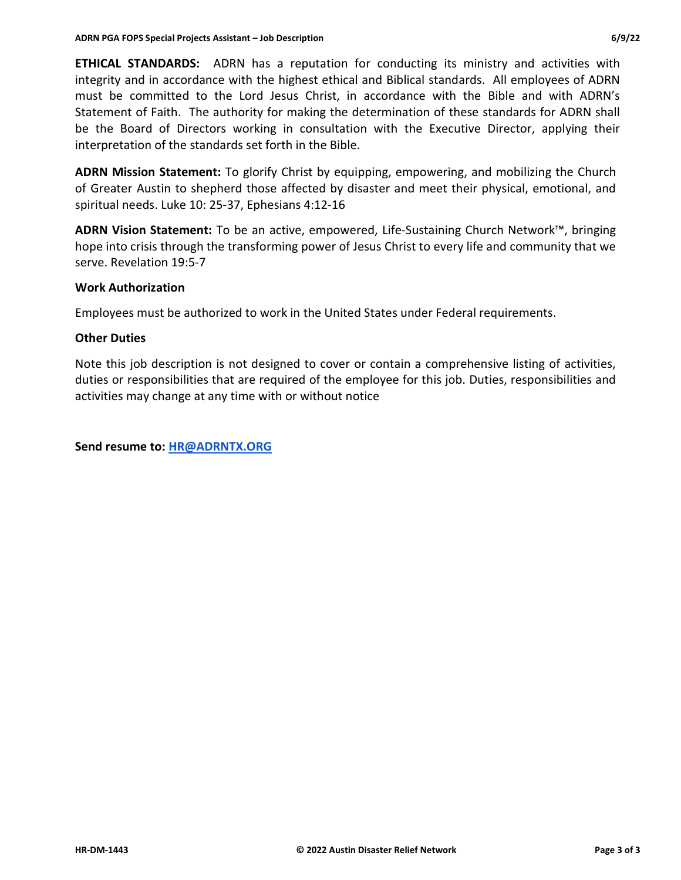**ETHICAL STANDARDS:** ADRN has a reputation for conducting its ministry and activities with integrity and in accordance with the highest ethical and Biblical standards. All employees of ADRN must be committed to the Lord Jesus Christ, in accordance with the Bible and with ADRN's Statement of Faith. The authority for making the determination of these standards for ADRN shall be the Board of Directors working in consultation with the Executive Director, applying their interpretation of the standards set forth in the Bible.

**ADRN Mission Statement:** To glorify Christ by equipping, empowering, and mobilizing the Church of Greater Austin to shepherd those affected by disaster and meet their physical, emotional, and spiritual needs. Luke 10: 25-37, Ephesians 4:12-16

**ADRN Vision Statement:** To be an active, empowered, Life-Sustaining Church Network™, bringing hope into crisis through the transforming power of Jesus Christ to every life and community that we serve. Revelation 19:5-7

**Work Authorization**

Employees must be authorized to work in the United States under Federal requirements.

**Other Duties**

Note this job description is not designed to cover or contain a comprehensive listing of activities, duties or responsibilities that are required of the employee for this job. Duties, responsibilities and activities may change at any time with or without notice

**Send resume to:** [HR@ADRNTX.ORG](mailto:HR@ADRNTX.ORG)